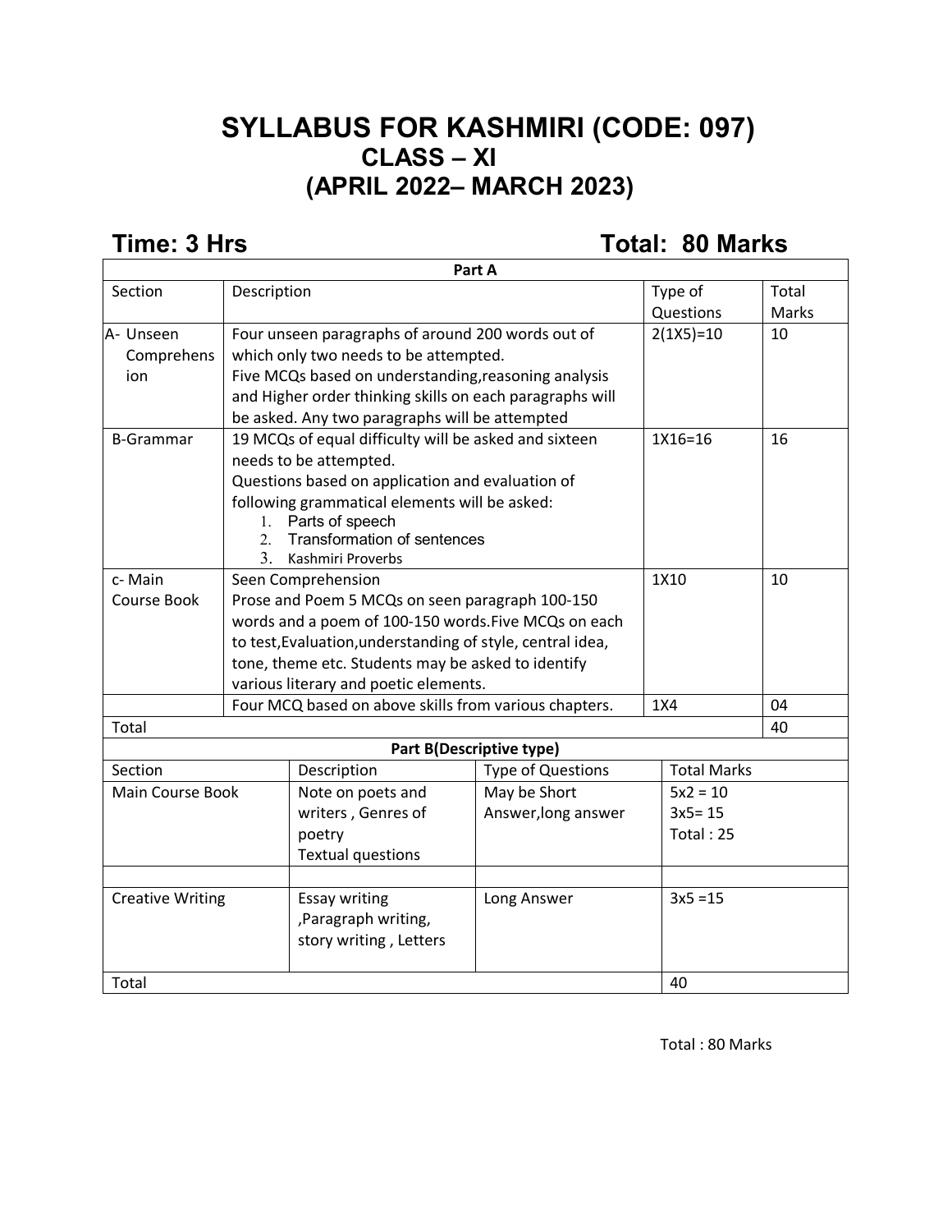# SYLLABUS FOR KASHMIRI (CODE: 097)
## CLASS – XI
## (APRIL 2022– MARCH 2023)

**Time: 3 Hrs** **Total: 80 Marks**

| Part A | | | |
|---|---|---|---|
| Section | Description | Type of Questions | Total Marks |
| A- Unseen Comprehension | Four unseen paragraphs of around 200 words out of which only two needs to be attempted. Five MCQs based on understanding,reasoning analysis and Higher order thinking skills on each paragraphs will be asked. Any two paragraphs will be attempted | 2(1X5)=10 | 10 |
| B-Grammar | 19 MCQs of equal difficulty will be asked and sixteen needs to be attempted. Questions based on application and evaluation of following grammatical elements will be asked: 1. Parts of speech 2. Transformation of sentences 3. Kashmiri Proverbs | 1X16=16 | 16 |
| c- Main Course Book | Seen Comprehension Prose and Poem 5 MCQs on seen paragraph 100-150 words and a poem of 100-150 words.Five MCQs on each to test,Evaluation,understanding of style, central idea, tone, theme etc. Students may be asked to identify various literary and poetic elements. | 1X10 | 10 |
| | Four MCQ based on above skills from various chapters. | 1X4 | 04 |
| Total | | | 40 |

| Part B(Descriptive type) | | | |
|---|---|---|---|
| Section | Description | Type of Questions | Total Marks |
| Main Course Book | Note on poets and writers , Genres of poetry Textual questions | May be Short Answer,long answer | 5x2 = 10 3x5= 15 Total : 25 |
| | | | |
| Creative Writing | Essay writing ,Paragraph writing, story writing , Letters | Long Answer | 3x5 =15 |
| Total | | | 40 |

Total : 80 Marks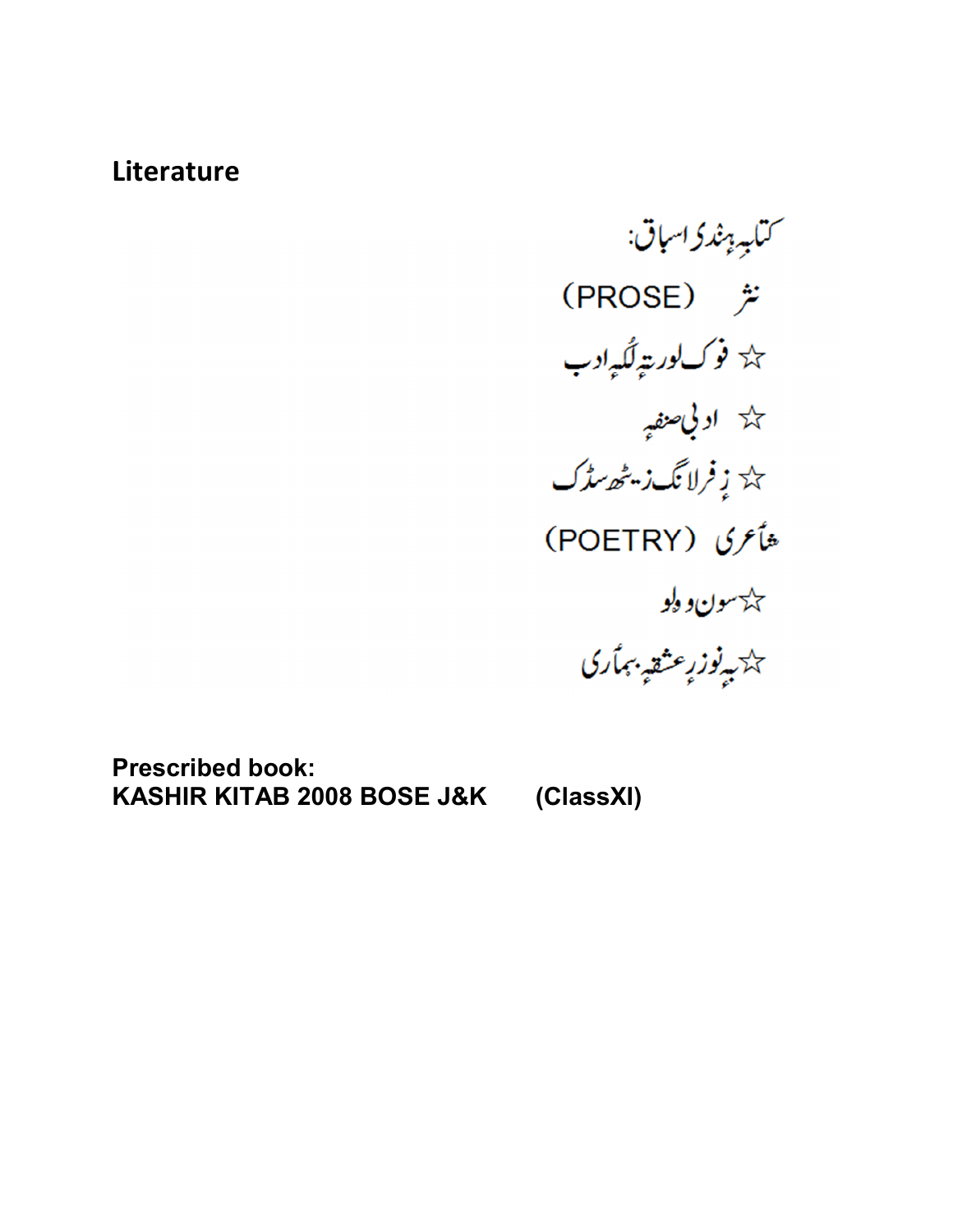## Literature

کتابہِ ہنٛدی اسباق:

نثر (PROSE)

☆ فوک لورتہٕ لُکہٕ ادب

☆ ادبی صنفہٕ

☆ زٕ فرلانگ زیٹھ سڑک

شاعری (POETRY)

☆ سون وٕ ولو

☆ بہٕ نوز رٕ عشقہٕ بیمارٕی

**Prescribed book:**
**KASHIR KITAB 2008 BOSE J&K (ClassXI)**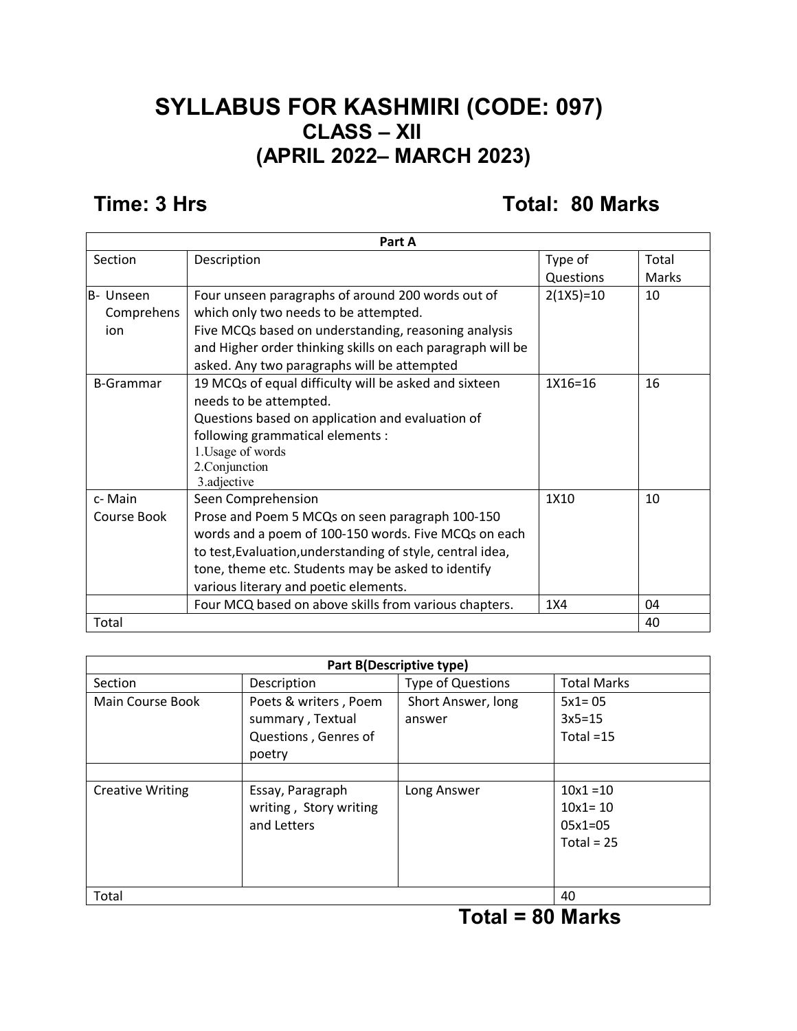# SYLLABUS FOR KASHMIRI (CODE: 097)
## CLASS – XII
## (APRIL 2022– MARCH 2023)

**Time: 3 Hrs** **Total: 80 Marks**

| Part A | | | |
|---|---|---|---|
| Section | Description | Type of Questions | Total Marks |
| B- Unseen Comprehension | Four unseen paragraphs of around 200 words out of which only two needs to be attempted. Five MCQs based on understanding, reasoning analysis and Higher order thinking skills on each paragraph will be asked. Any two paragraphs will be attempted | 2(1X5)=10 | 10 |
| B-Grammar | 19 MCQs of equal difficulty will be asked and sixteen needs to be attempted. Questions based on application and evaluation of following grammatical elements : 1.Usage of words 2.Conjunction 3.adjective | 1X16=16 | 16 |
| c- Main Course Book | Seen Comprehension Prose and Poem 5 MCQs on seen paragraph 100-150 words and a poem of 100-150 words. Five MCQs on each to test,Evaluation,understanding of style, central idea, tone, theme etc. Students may be asked to identify various literary and poetic elements. | 1X10 | 10 |
| | Four MCQ based on above skills from various chapters. | 1X4 | 04 |
| Total | | | 40 |

| Part B(Descriptive type) | | | |
|---|---|---|---|
| Section | Description | Type of Questions | Total Marks |
| Main Course Book | Poets & writers , Poem summary , Textual Questions , Genres of poetry | Short Answer, long answer | 5x1= 05<br>3x5=15<br>Total =15 |
| | | | |
| Creative Writing | Essay, Paragraph writing , Story writing and Letters | Long Answer | 10x1 =10<br>10x1= 10<br>05x1=05<br>Total = 25 |
| Total | | | 40 |

**Total = 80 Marks**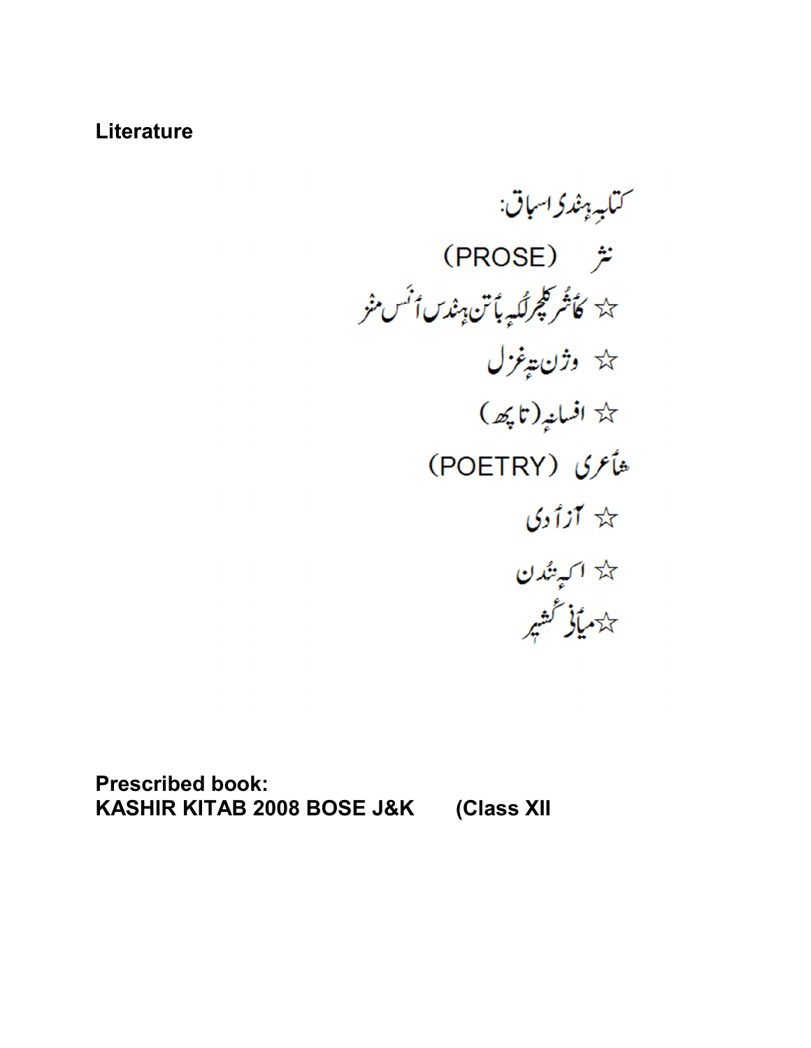**Literature**

کتابہِ ہنٛدی اسباق:

نثر (PROSE)

☆ کأشُر کلچر لُکہِ بأتن ہنٛدس اَنٛس منٛز

☆ وژن تہٕ غزل

☆ افسانہٕ (تاپھ)

شأعری (POETRY)

☆ آزأدی

☆ اکہٕ شُدن

☆ میأنٛی کٔشیر

**Prescribed book:**
**KASHIR KITAB 2008 BOSE J&K (Class XII**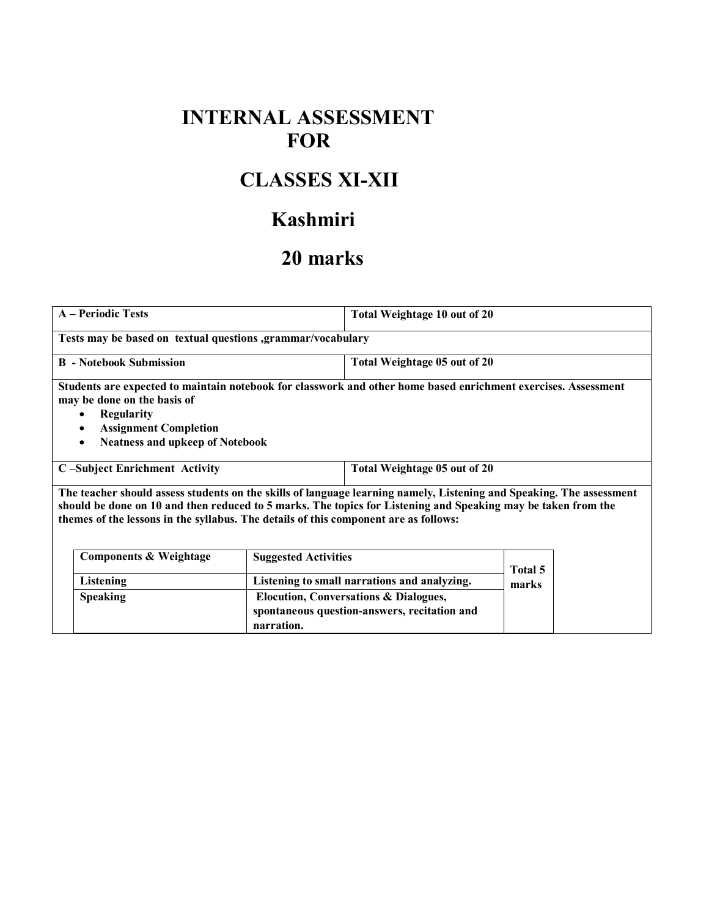# INTERNAL ASSESSMENT FOR

# CLASSES XI-XII

# Kashmiri

# 20 marks

| | |
|---|---|
| **A – Periodic Tests** | **Total Weightage 10 out of 20** |
| **Tests may be based on textual questions ,grammar/vocabulary** | |
| **B - Notebook Submission** | **Total Weightage 05 out of 20** |
| **Students are expected to maintain notebook for classwork and other home based enrichment exercises. Assessment may be done on the basis of**<br>• **Regularity**<br>• **Assignment Completion**<br>• **Neatness and upkeep of Notebook** | |
| **C –Subject Enrichment Activity** | **Total Weightage 05 out of 20** |
| **The teacher should assess students on the skills of language learning namely, Listening and Speaking. The assessment should be done on 10 and then reduced to 5 marks. The topics for Listening and Speaking may be taken from the themes of the lessons in the syllabus. The details of this component are as follows:** | |

| Components & Weightage | Suggested Activities | Total 5 marks |
|---|---|---|
| **Listening** | **Listening to small narrations and analyzing.** | |
| **Speaking** | **Elocution, Conversations & Dialogues, spontaneous question-answers, recitation and narration.** | |